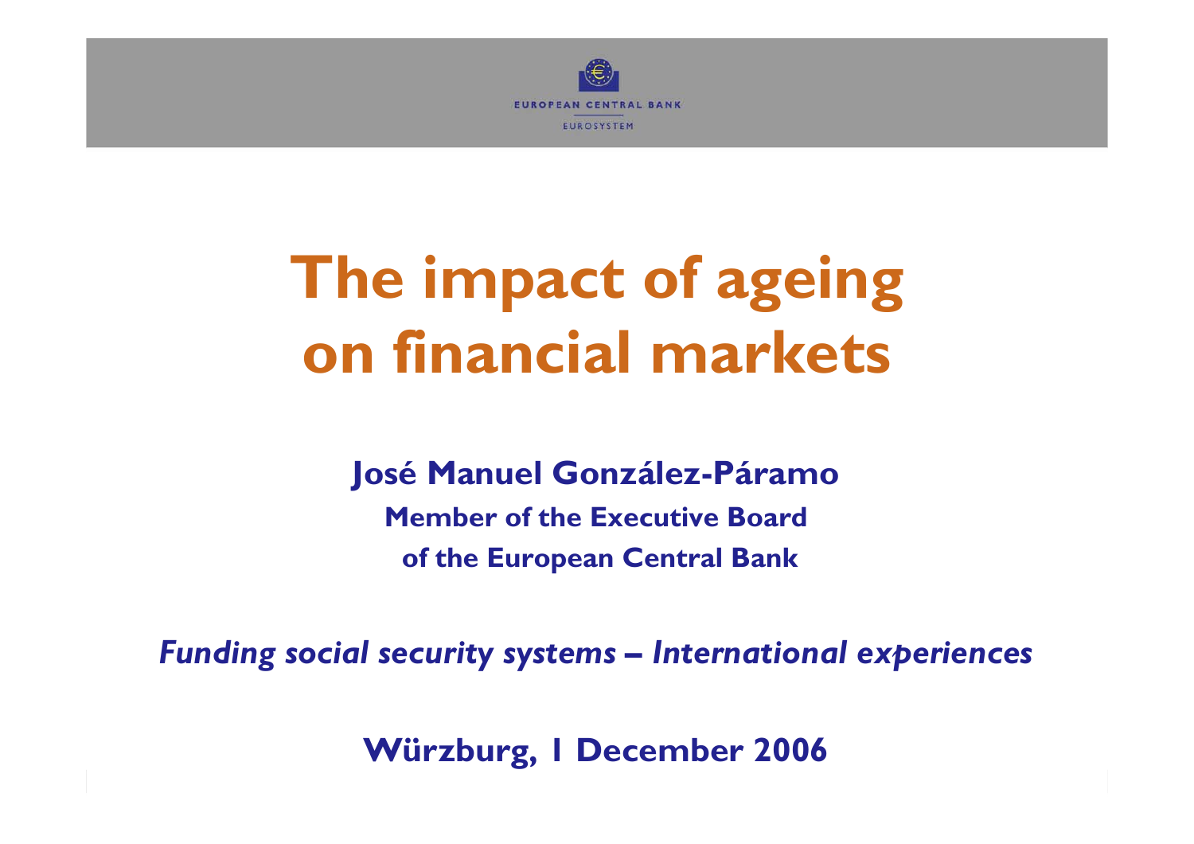EUROPEAN CENTRAL BANK

EUROSYSTEM

# The impact of ageing on financial markets

**José Manuel González-Páramo**

**Member of the Executive Board of the European Central Bank**

***Funding social security systems – International experiences***

**Würzburg, 1 December 2006**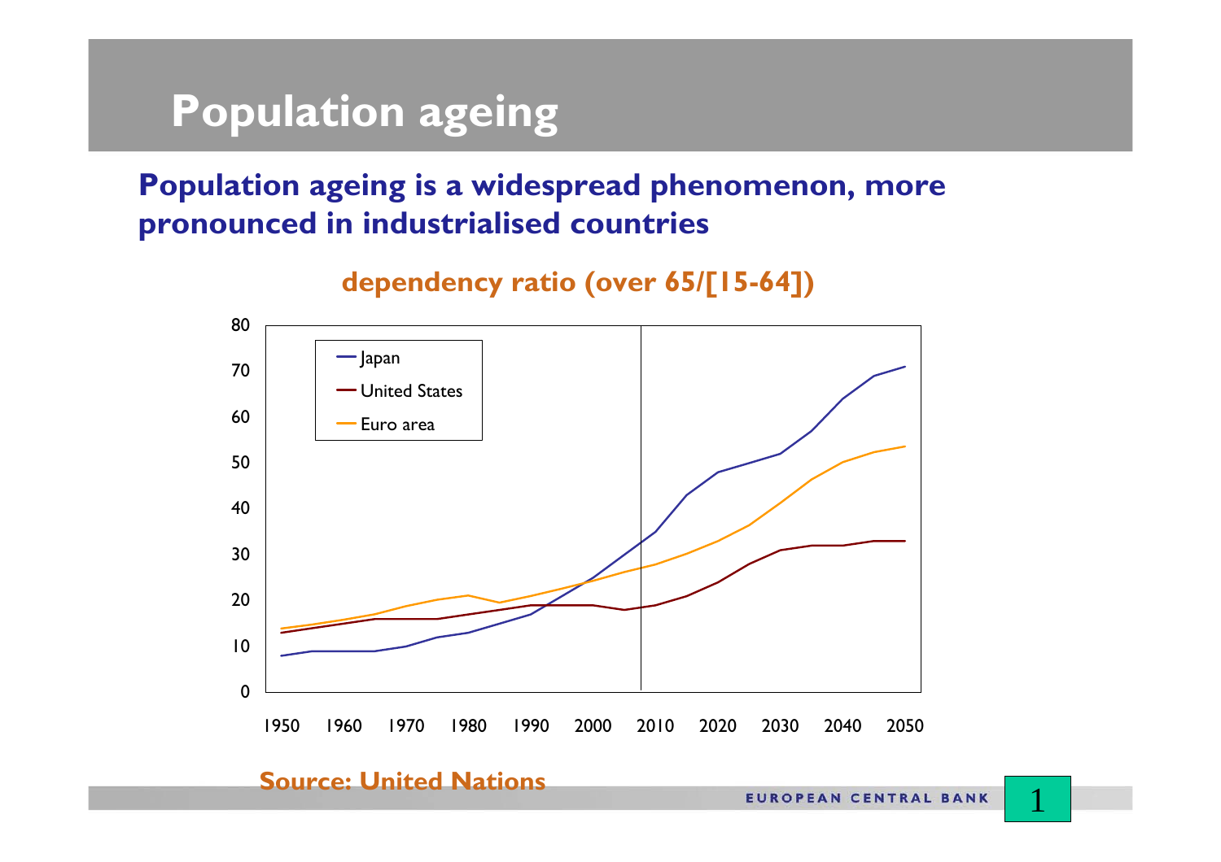# Population ageing

**Population ageing is a widespread phenomenon, more pronounced in industrialised countries**

**dependency ratio (over 65/[15-64])**

**Source: United Nations**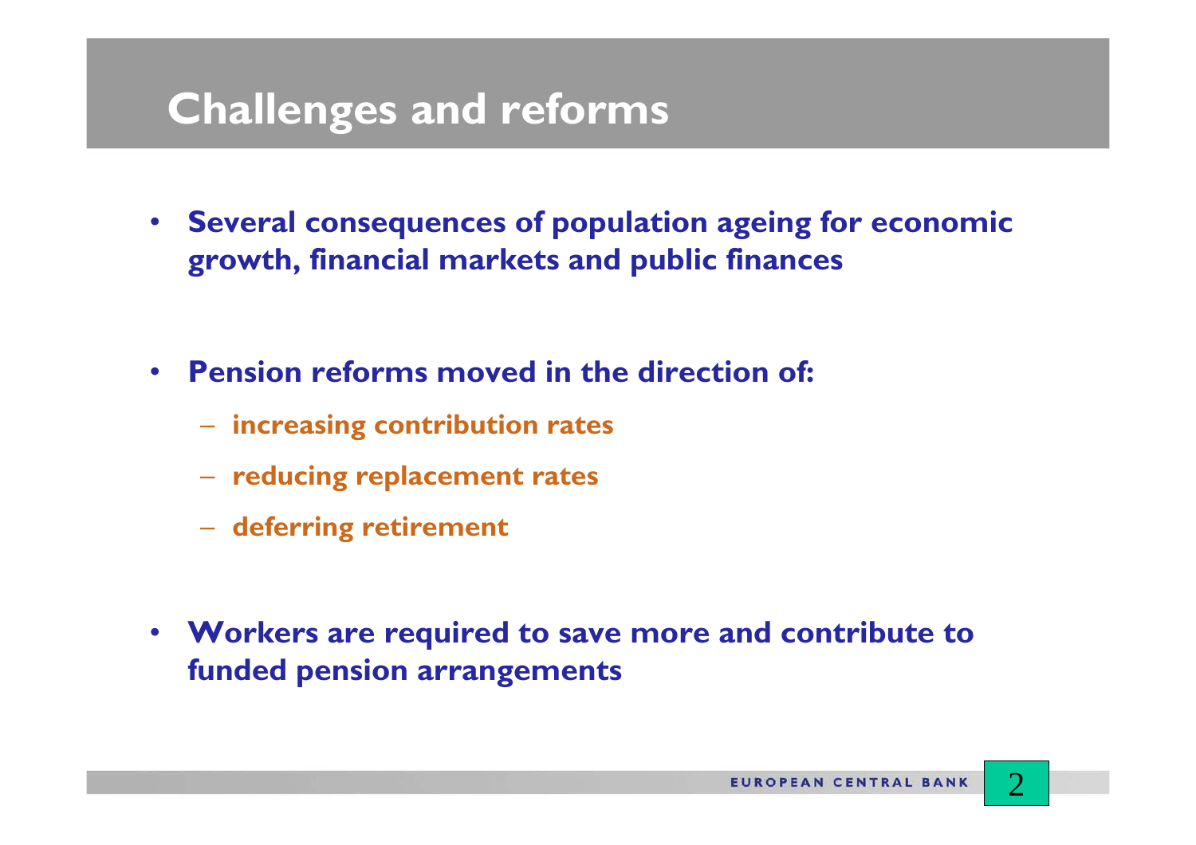# Challenges and reforms

- **Several consequences of population ageing for economic growth, financial markets and public finances**
- **Pension reforms moved in the direction of:**
  - **increasing contribution rates**
  - **reducing replacement rates**
  - **deferring retirement**
- **Workers are required to save more and contribute to funded pension arrangements**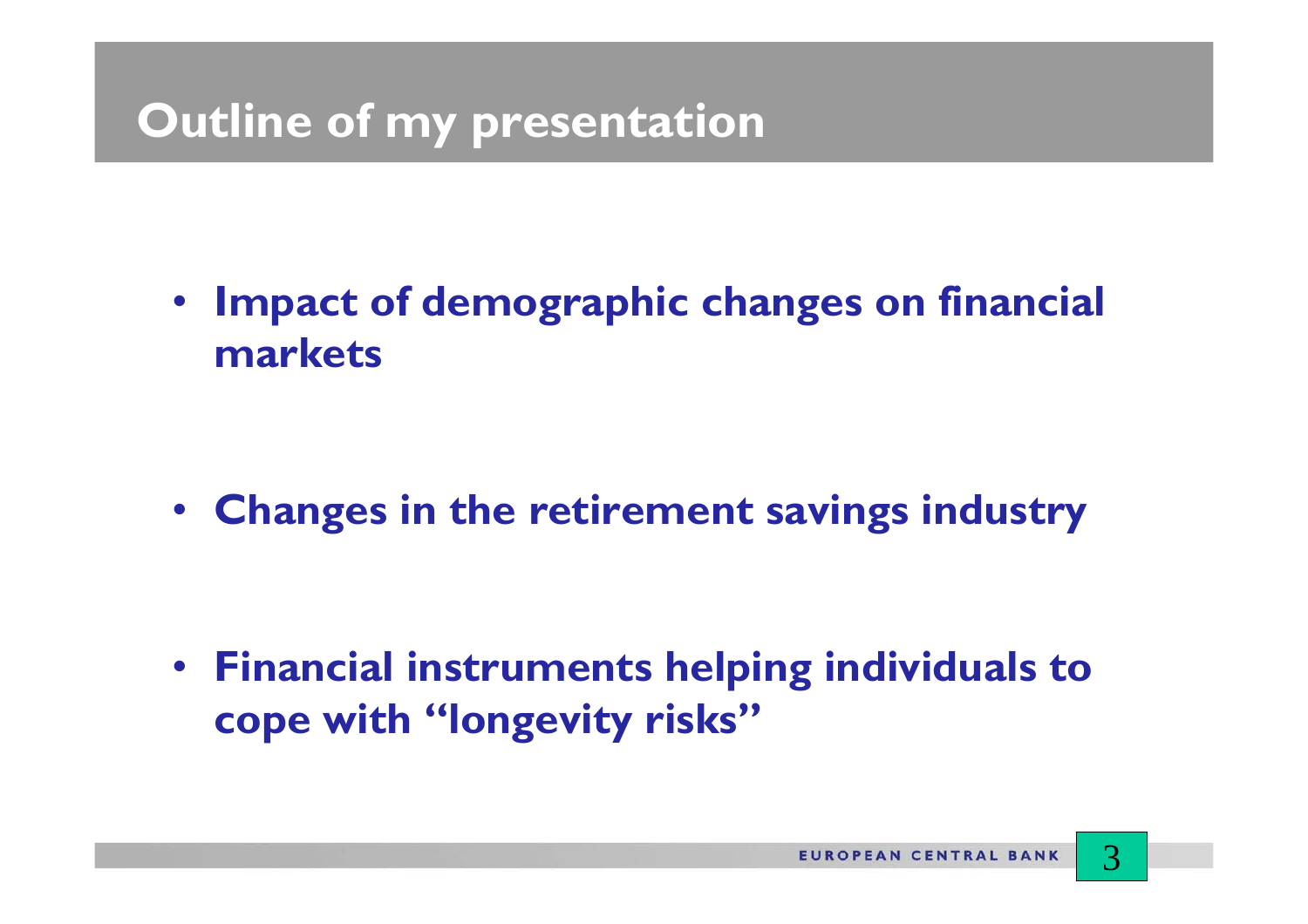# Outline of my presentation

- **Impact of demographic changes on financial markets**

- **Changes in the retirement savings industry**

- **Financial instruments helping individuals to cope with "longevity risks"**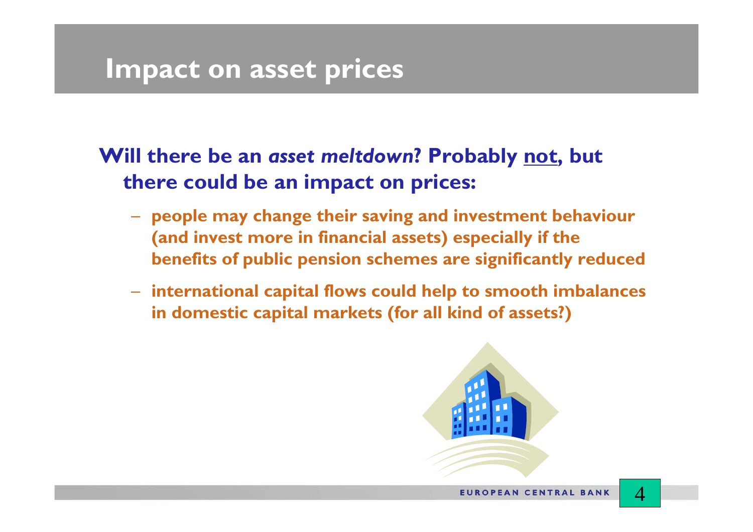# Impact on asset prices

**Will there be an *asset meltdown*? Probably <u>not</u>, but there could be an impact on prices:**

- **people may change their saving and investment behaviour (and invest more in financial assets) especially if the benefits of public pension schemes are significantly reduced**
- **international capital flows could help to smooth imbalances in domestic capital markets (for all kind of assets?)**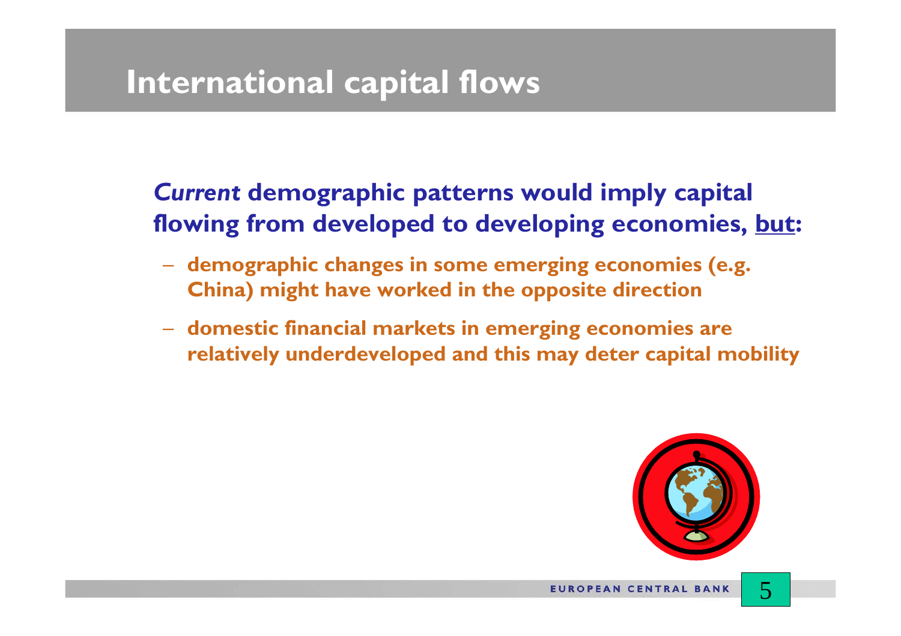# International capital flows

***Current*** **demographic patterns would imply capital flowing from developed to developing economies, but:**

- **demographic changes in some emerging economies (e.g. China) might have worked in the opposite direction**
- **domestic financial markets in emerging economies are relatively underdeveloped and this may deter capital mobility**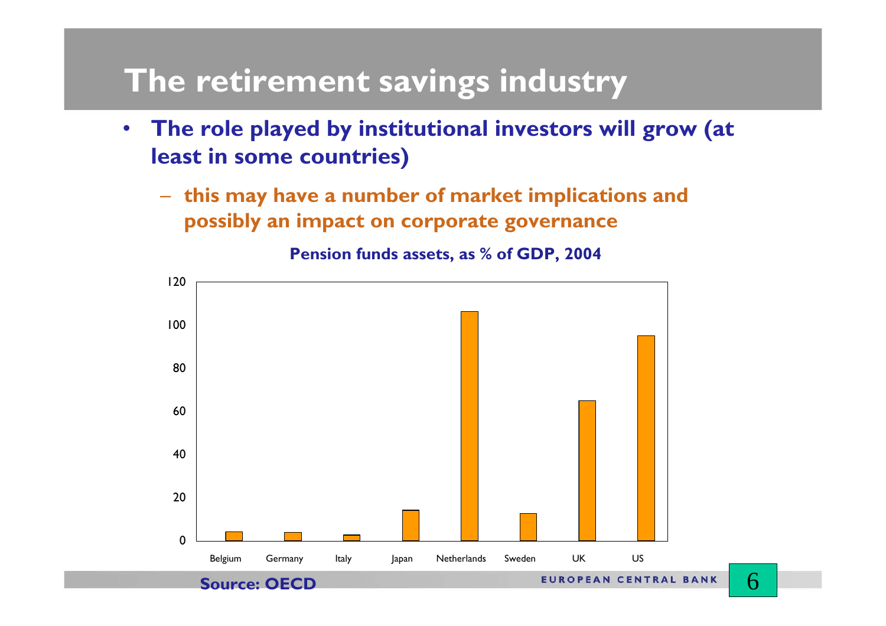# The retirement savings industry

- **The role played by institutional investors will grow (at least in some countries)**
  - **this may have a number of market implications and possibly an impact on corporate governance**

**Pension funds assets, as % of GDP, 2004**

| Country | Value (approx.) |
|---|---|
| Belgium | 4 |
| Germany | 4 |
| Italy | 3 |
| Japan | 14 |
| Netherlands | 106 |
| Sweden | 13 |
| UK | 65 |
| US | 95 |

**Source: OECD**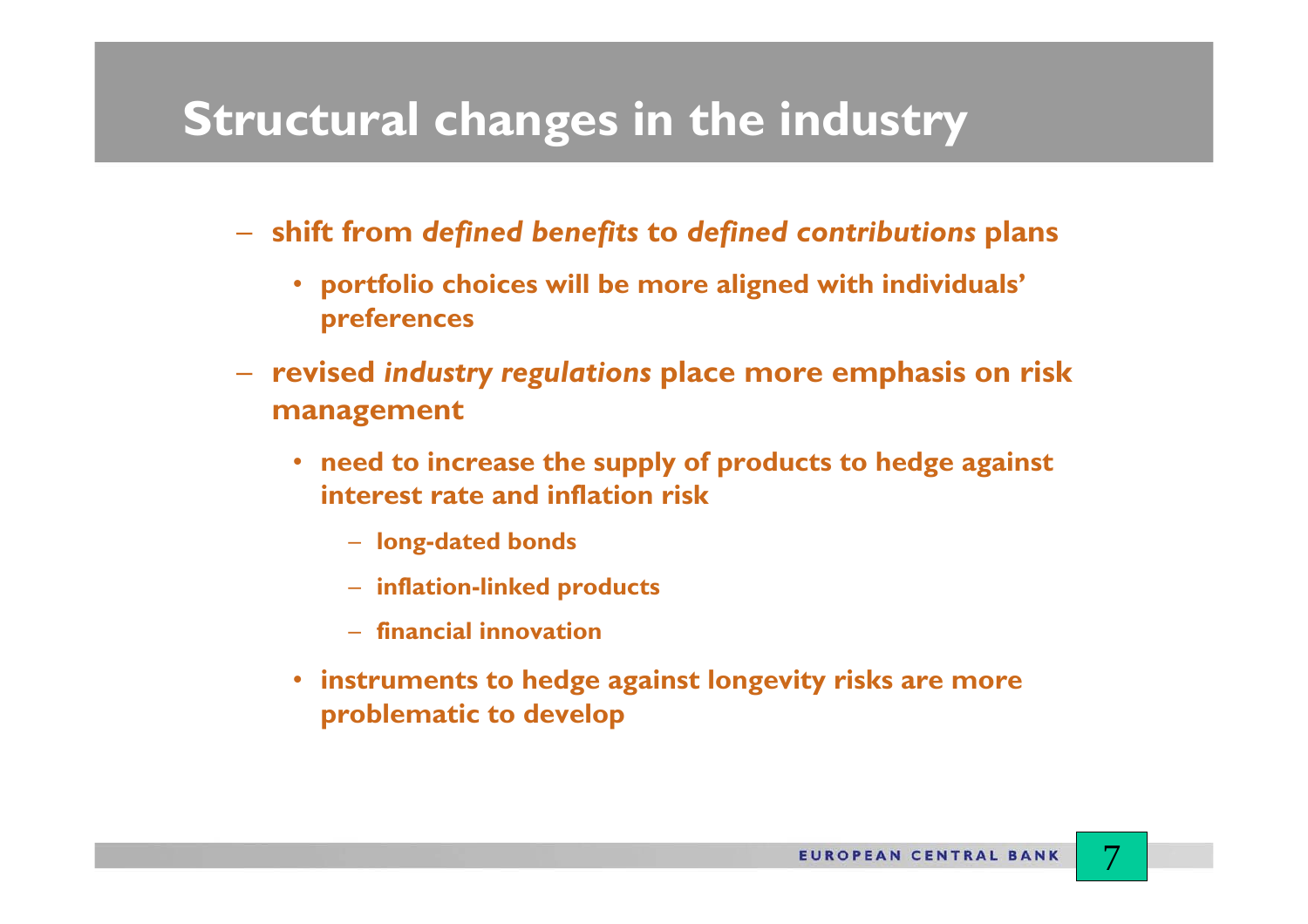# Structural changes in the industry

- **shift from *defined benefits* to *defined contributions* plans**
  - **portfolio choices will be more aligned with individuals' preferences**
- **revised *industry regulations* place more emphasis on risk management**
  - **need to increase the supply of products to hedge against interest rate and inflation risk**
    - **long-dated bonds**
    - **inflation-linked products**
    - **financial innovation**
  - **instruments to hedge against longevity risks are more problematic to develop**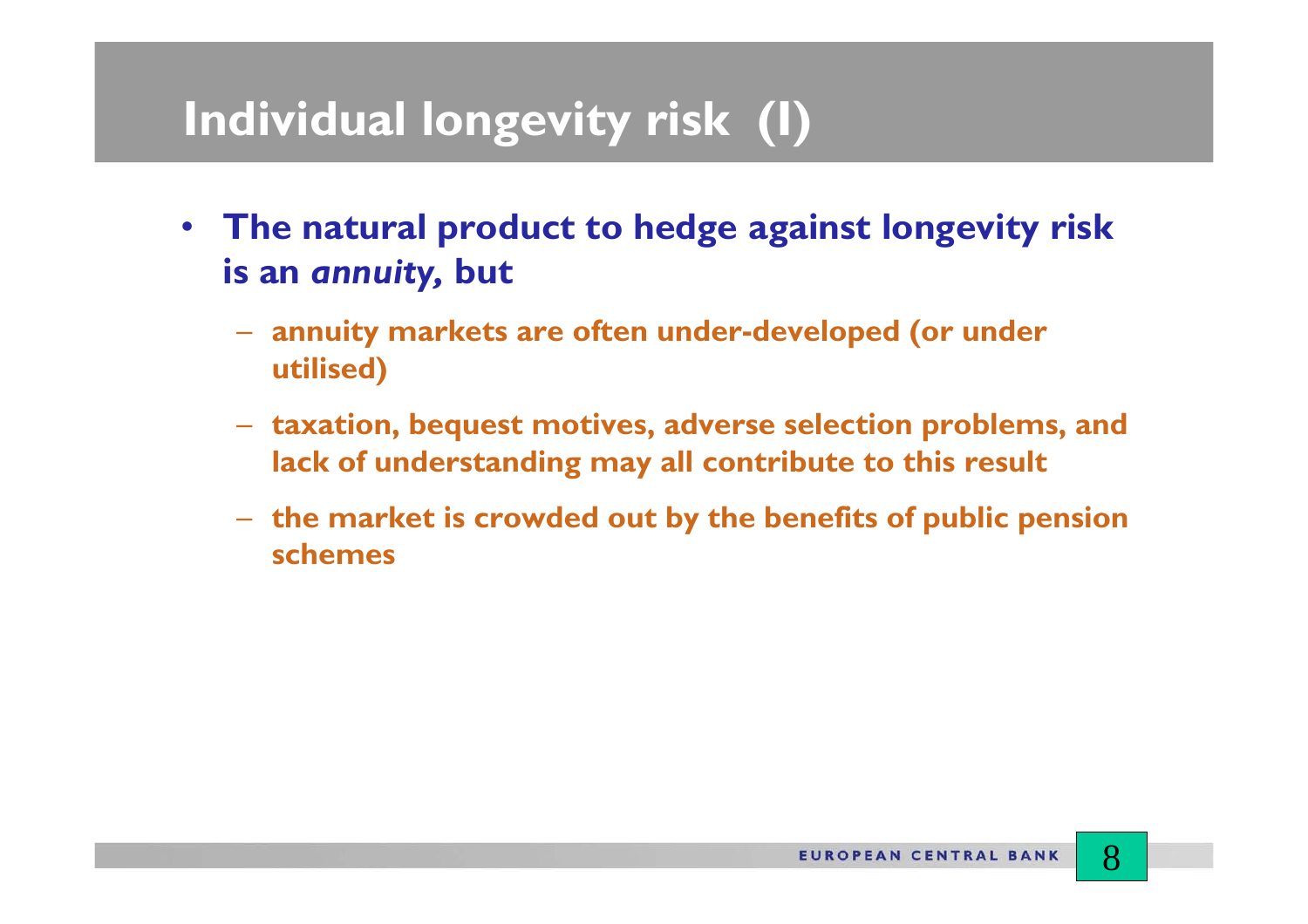# Individual longevity risk (I)

- **The natural product to hedge against longevity risk is an *annuity*, but**
  - **annuity markets are often under-developed (or under utilised)**
  - **taxation, bequest motives, adverse selection problems, and lack of understanding may all contribute to this result**
  - **the market is crowded out by the benefits of public pension schemes**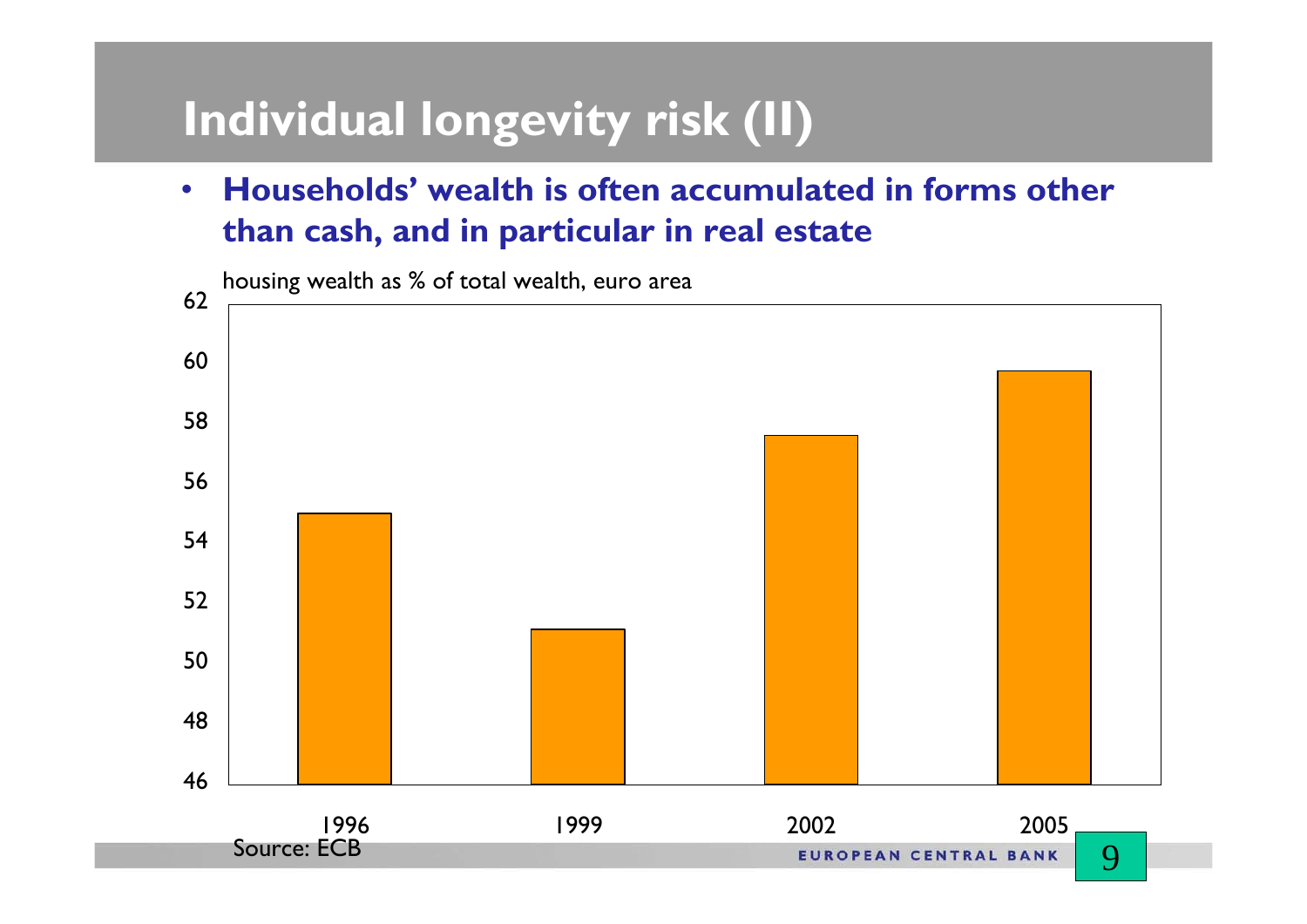# Individual longevity risk (II)

- **Households' wealth is often accumulated in forms other than cash, and in particular in real estate**

housing wealth as % of total wealth, euro area

| Year | Value |
|---|---|
| 1996 | ~55 |
| 1999 | ~51 |
| 2002 | ~57.5 |
| 2005 | ~59.7 |

Source: ECB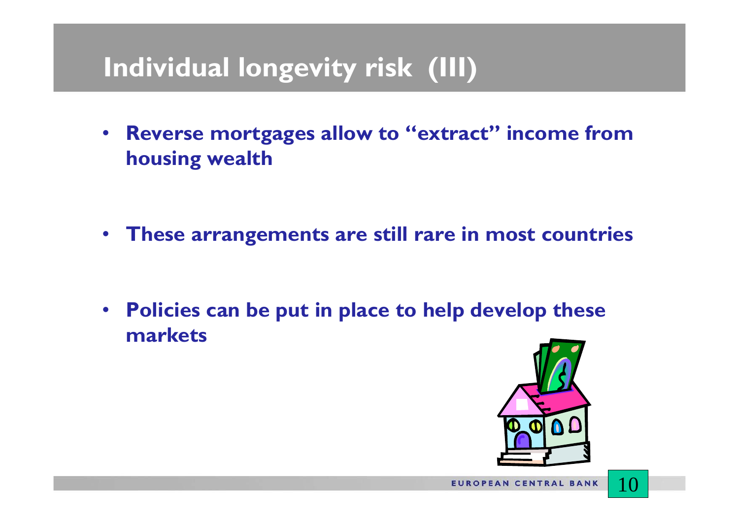# Individual longevity risk (III)

- **Reverse mortgages allow to "extract" income from housing wealth**
- **These arrangements are still rare in most countries**
- **Policies can be put in place to help develop these markets**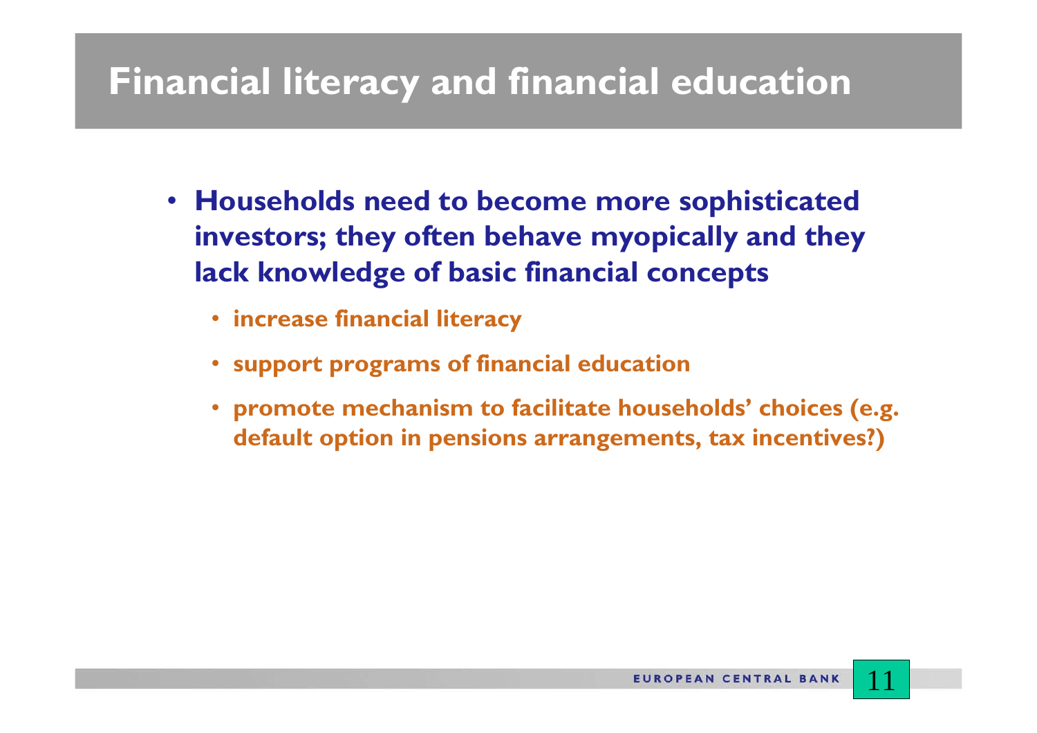# Financial literacy and financial education

- **Households need to become more sophisticated investors; they often behave myopically and they lack knowledge of basic financial concepts**
  - **increase financial literacy**
  - **support programs of financial education**
  - **promote mechanism to facilitate households' choices (e.g. default option in pensions arrangements, tax incentives?)**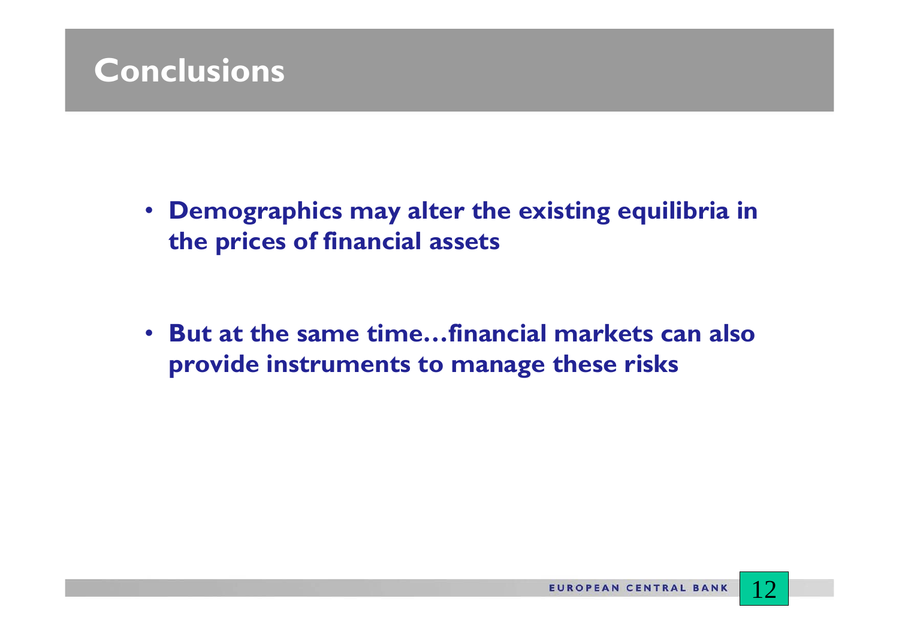# Conclusions

- **Demographics may alter the existing equilibria in the prices of financial assets**

- **But at the same time…financial markets can also provide instruments to manage these risks**